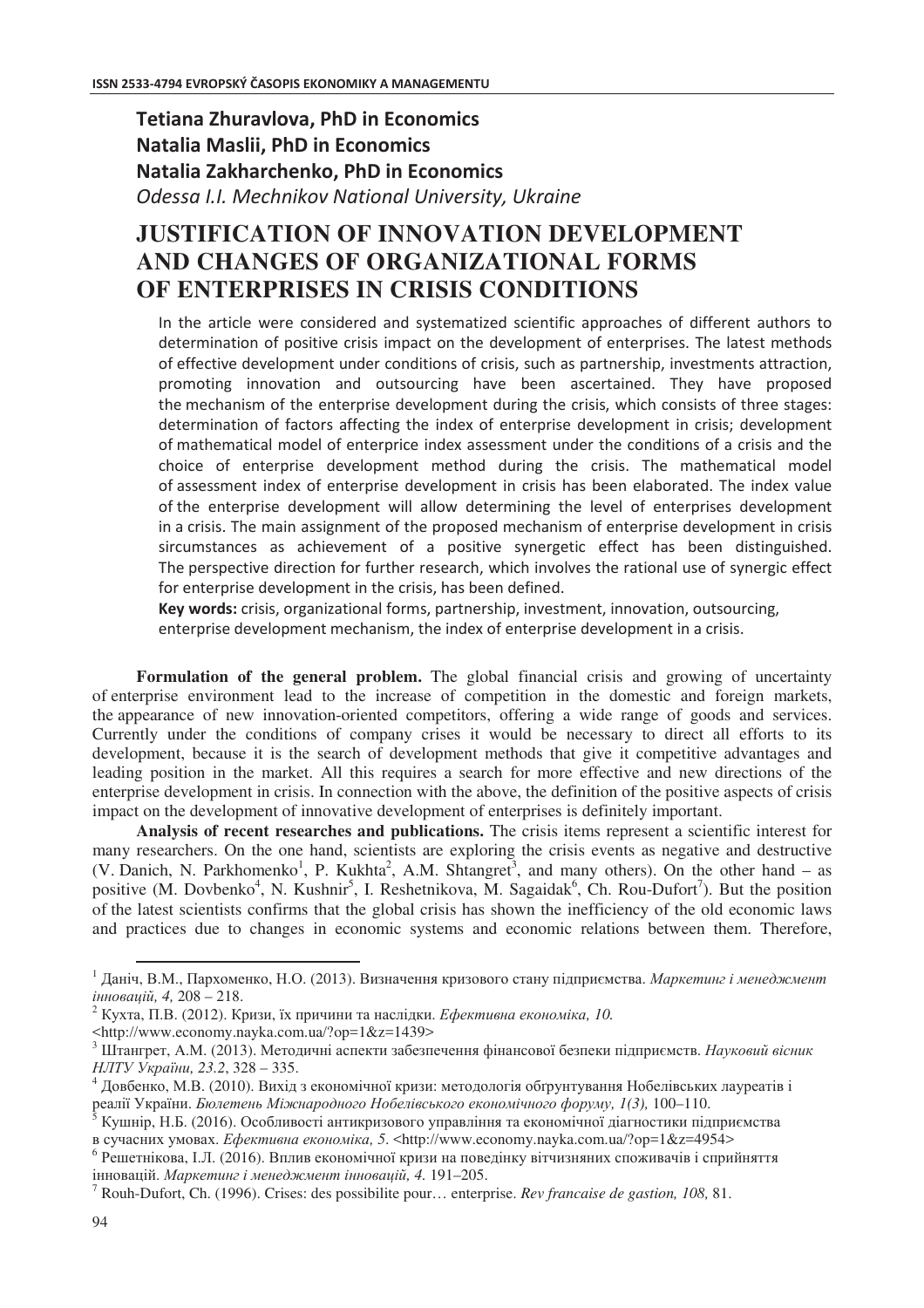**Tetiana Zhuravlova, PhD in Economics**
**Natalia Maslii, PhD in Economics**
**Natalia Zakharchenko, PhD in Economics**
*Odessa I.I. Mechnikov National University, Ukraine*

# JUSTIFICATION OF INNOVATION DEVELOPMENT AND CHANGES OF ORGANIZATIONAL FORMS OF ENTERPRISES IN CRISIS CONDITIONS

In the article were considered and systematized scientific approaches of different authors to determination of positive crisis impact on the development of enterprises. The latest methods of effective development under conditions of crisis, such as partnership, investments attraction, promoting innovation and outsourcing have been ascertained. They have proposed the mechanism of the enterprise development during the crisis, which consists of three stages: determination of factors affecting the index of enterprise development in crisis; development of mathematical model of enterprice index assessment under the conditions of a crisis and the choice of enterprise development method during the crisis. The mathematical model of assessment index of enterprise development in crisis has been elaborated. The index value of the enterprise development will allow determining the level of enterprises development in a crisis. The main assignment of the proposed mechanism of enterprise development in crisis sircumstances as achievement of a positive synergetic effect has been distinguished. The perspective direction for further research, which involves the rational use of synergic effect for enterprise development in the crisis, has been defined.

**Key words:** crisis, organizational forms, partnership, investment, innovation, outsourcing, enterprise development mechanism, the index of enterprise development in a crisis.

**Formulation of the general problem.** The global financial crisis and growing of uncertainty of enterprise environment lead to the increase of competition in the domestic and foreign markets, the appearance of new innovation-oriented competitors, offering a wide range of goods and services. Currently under the conditions of company crises it would be necessary to direct all efforts to its development, because it is the search of development methods that give it competitive advantages and leading position in the market. All this requires a search for more effective and new directions of the enterprise development in crisis. In connection with the above, the definition of the positive aspects of crisis impact on the development of innovative development of enterprises is definitely important.

**Analysis of recent researches and publications.** The crisis items represent a scientific interest for many researchers. On the one hand, scientists are exploring the crisis events as negative and destructive (V. Danich, N. Parkhomenko[1], P. Kukhta[2], A.M. Shtangret[3], and many others). On the other hand – as positive (M. Dovbenko[4], N. Kushnir[5], I. Reshetnikova, M. Sagaidak[6], Ch. Rou-Dufort[7]). But the position of the latest scientists confirms that the global crisis has shown the inefficiency of the old economic laws and practices due to changes in economic systems and economic relations between them. Therefore,

---

[1] Даніч, В.М., Пархоменко, Н.О. (2013). Визначення кризового стану підприємства. *Маркетинг і менеджмент інновацій, 4,* 208 – 218.

[2] Кухта, П.В. (2012). Кризи, їх причини та наслідки. *Ефективна економіка, 10.* <http://www.economy.nayka.com.ua/?op=1&z=1439>

[3] Штангрет, А.М. (2013). Методичні аспекти забезпечення фінансової безпеки підприємств. *Науковий вісник НЛТУ України, 23.2*, 328 – 335.

[4] Довбенко, М.В. (2010). Вихід з економічної кризи: методологія обгрунтування Нобелівських лауреатів і реалії України. *Бюлетень Міжнародного Нобелівського економічного форуму, 1(3),* 100–110.

[5] Кушнір, Н.Б. (2016). Особливості антикризового управління та економічної діагностики підприємства в сучасних умовах. *Ефективна економіка, 5*. <http://www.economy.nayka.com.ua/?op=1&z=4954>

[6] Решетнікова, І.Л. (2016). Вплив економічної кризи на поведінку вітчизняних споживачів і сприйняття інновацій. *Маркетинг і менеджмент інновацій, 4.* 191–205.

[7] Rouh-Dufort, Ch. (1996). Crises: des possibilite pour… enterprise. *Rev francaise de gastion, 108,* 81.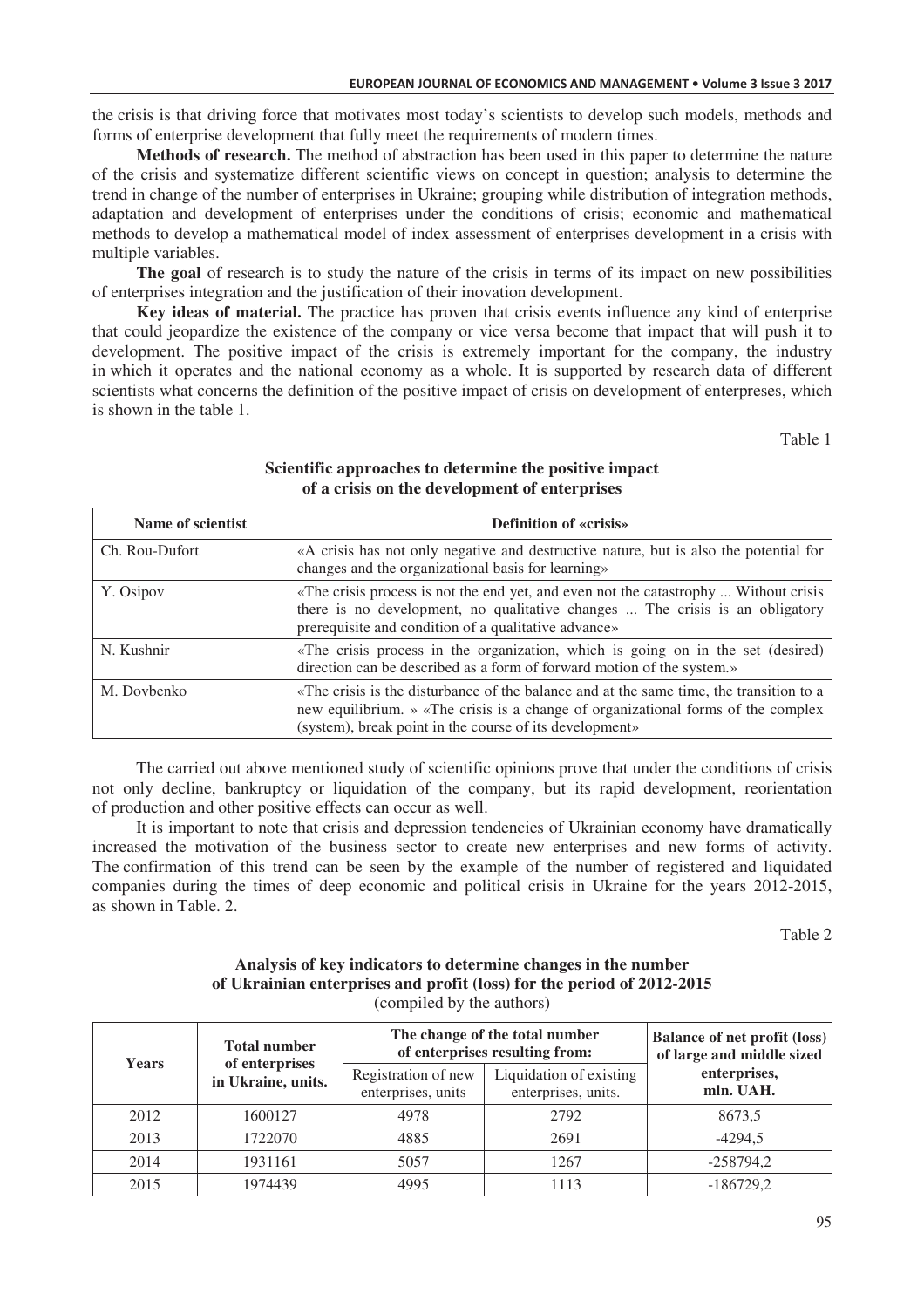the crisis is that driving force that motivates most today's scientists to develop such models, methods and forms of enterprise development that fully meet the requirements of modern times.

**Methods of research.** The method of abstraction has been used in this paper to determine the nature of the crisis and systematize different scientific views on concept in question; analysis to determine the trend in change of the number of enterprises in Ukraine; grouping while distribution of integration methods, adaptation and development of enterprises under the conditions of crisis; economic and mathematical methods to develop a mathematical model of index assessment of enterprises development in a crisis with multiple variables.

**The goal** of research is to study the nature of the crisis in terms of its impact on new possibilities of enterprises integration and the justification of their inovation development.

**Key ideas of material.** The practice has proven that crisis events influence any kind of enterprise that could jeopardize the existence of the company or vice versa become that impact that will push it to development. The positive impact of the crisis is extremely important for the company, the industry in which it operates and the national economy as a whole. It is supported by research data of different scientists what concerns the definition of the positive impact of crisis on development of enterpreses, which is shown in the table 1.

Table 1

**Scientific approaches to determine the positive impact of a crisis on the development of enterprises**

| Name of scientist | Definition of «crisis» |
|---|---|
| Ch. Rou-Dufort | «A crisis has not only negative and destructive nature, but is also the potential for changes and the organizational basis for learning» |
| Y. Osipov | «The crisis process is not the end yet, and even not the catastrophy ... Without crisis there is no development, no qualitative changes ... The crisis is an obligatory prerequisite and condition of a qualitative advance» |
| N. Kushnir | «The crisis process in the organization, which is going on in the set (desired) direction can be described as a form of forward motion of the system.» |
| M. Dovbenko | «The crisis is the disturbance of the balance and at the same time, the transition to a new equilibrium. » «The crisis is a change of organizational forms of the complex (system), break point in the course of its development» |

The carried out above mentioned study of scientific opinions prove that under the conditions of crisis not only decline, bankruptcy or liquidation of the company, but its rapid development, reorientation of production and other positive effects can occur as well.

It is important to note that crisis and depression tendencies of Ukrainian economy have dramatically increased the motivation of the business sector to create new enterprises and new forms of activity. The confirmation of this trend can be seen by the example of the number of registered and liquidated companies during the times of deep economic and political crisis in Ukraine for the years 2012-2015, as shown in Table. 2.

Table 2

**Analysis of key indicators to determine changes in the number of Ukrainian enterprises and profit (loss) for the period of 2012-2015**
(compiled by the authors)

| Years | Total number of enterprises in Ukraine, units. | The change of the total number of enterprises resulting from: | | Balance of net profit (loss) of large and middle sized enterprises, mln. UAH. |
|---|---|---|---|---|
| | | Registration of new enterprises, units | Liquidation of existing enterprises, units. | |
| 2012 | 1600127 | 4978 | 2792 | 8673,5 |
| 2013 | 1722070 | 4885 | 2691 | -4294,5 |
| 2014 | 1931161 | 5057 | 1267 | -258794,2 |
| 2015 | 1974439 | 4995 | 1113 | -186729,2 |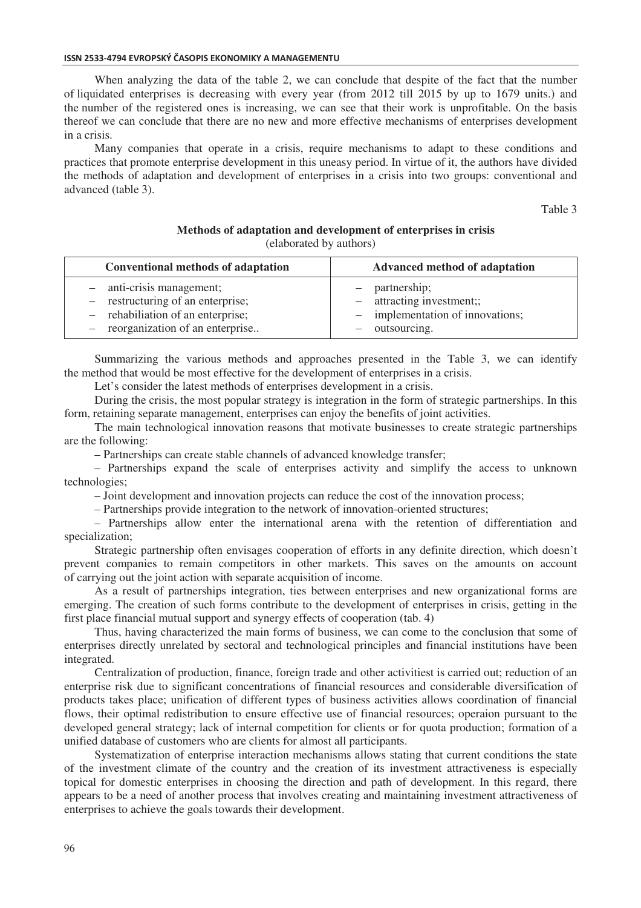When analyzing the data of the table 2, we can conclude that despite of the fact that the number of liquidated enterprises is decreasing with every year (from 2012 till 2015 by up to 1679 units.) and the number of the registered ones is increasing, we can see that their work is unprofitable. On the basis thereof we can conclude that there are no new and more effective mechanisms of enterprises development in a crisis.

Many companies that operate in a crisis, require mechanisms to adapt to these conditions and practices that promote enterprise development in this uneasy period. In virtue of it, the authors have divided the methods of adaptation and development of enterprises in a crisis into two groups: conventional and advanced (table 3).

Table 3

**Methods of adaptation and development of enterprises in crisis**
(elaborated by authors)

| Conventional methods of adaptation | Advanced method of adaptation |
|---|---|
| – anti-crisis management;<br>– restructuring of an enterprise;<br>– rehabiliation of an enterprise;<br>– reorganization of an enterprise.. | – partnership;<br>– attracting investment;;<br>– implementation of innovations;<br>– outsourcing. |

Summarizing the various methods and approaches presented in the Table 3, we can identify the method that would be most effective for the development of enterprises in a crisis.

Let's consider the latest methods of enterprises development in a crisis.

During the crisis, the most popular strategy is integration in the form of strategic partnerships. In this form, retaining separate management, enterprises can enjoy the benefits of joint activities.

The main technological innovation reasons that motivate businesses to create strategic partnerships are the following:

– Partnerships can create stable channels of advanced knowledge transfer;

– Partnerships expand the scale of enterprises activity and simplify the access to unknown technologies;

– Joint development and innovation projects can reduce the cost of the innovation process;

– Partnerships provide integration to the network of innovation-oriented structures;

– Partnerships allow enter the international arena with the retention of differentiation and specialization;

Strategic partnership often envisages cooperation of efforts in any definite direction, which doesn't prevent companies to remain competitors in other markets. This saves on the amounts on account of carrying out the joint action with separate acquisition of income.

As a result of partnerships integration, ties between enterprises and new organizational forms are emerging. The creation of such forms contribute to the development of enterprises in crisis, getting in the first place financial mutual support and synergy effects of cooperation (tab. 4)

Thus, having characterized the main forms of business, we can come to the conclusion that some of enterprises directly unrelated by sectoral and technological principles and financial institutions have been integrated.

Centralization of production, finance, foreign trade and other activitiest is carried out; reduction of an enterprise risk due to significant concentrations of financial resources and considerable diversification of products takes place; unification of different types of business activities allows coordination of financial flows, their optimal redistribution to ensure effective use of financial resources; operaion pursuant to the developed general strategy; lack of internal competition for clients or for quota production; formation of a unified database of customers who are clients for almost all participants.

Systematization of enterprise interaction mechanisms allows stating that current conditions the state of the investment climate of the country and the creation of its investment attractiveness is especially topical for domestic enterprises in choosing the direction and path of development. In this regard, there appears to be a need of another process that involves creating and maintaining investment attractiveness of enterprises to achieve the goals towards their development.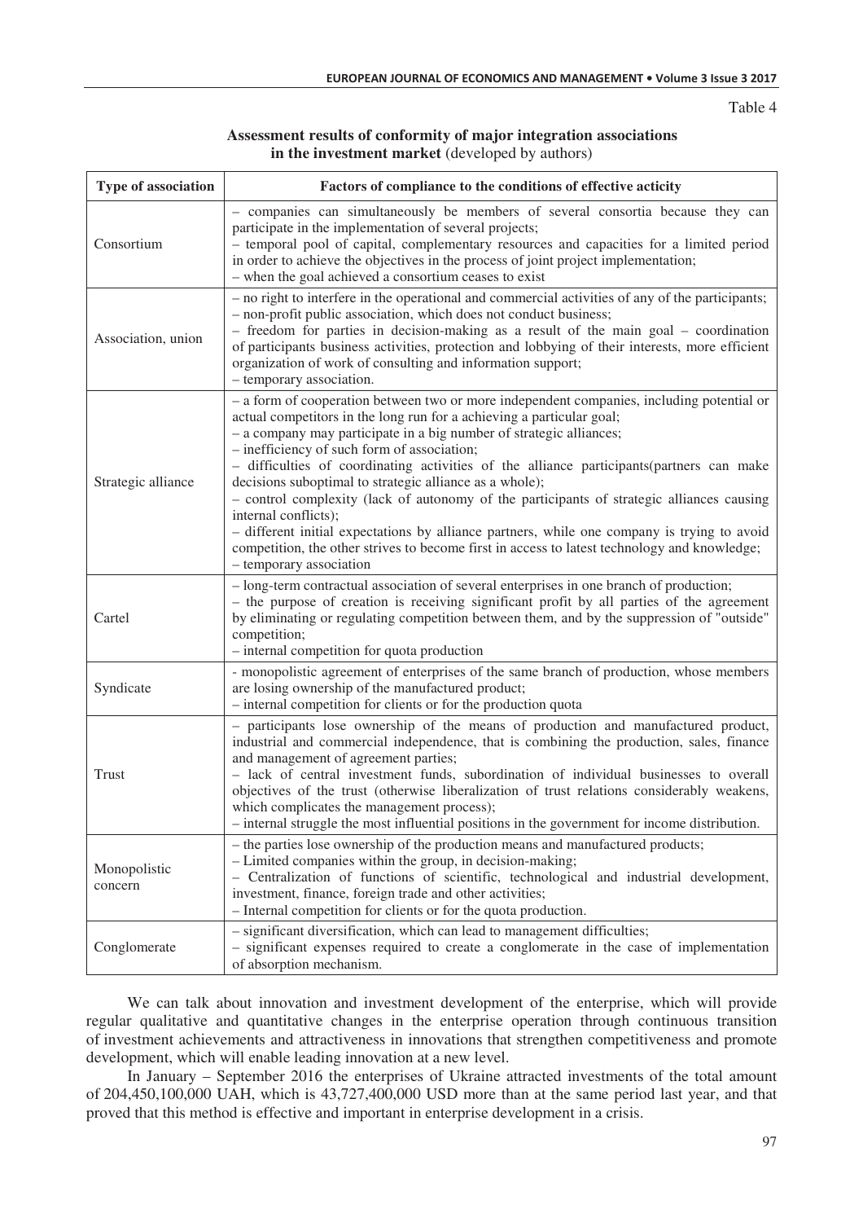Table 4

**Assessment results of conformity of major integration associations in the investment market** (developed by authors)

| Type of association | Factors of compliance to the conditions of effective acticity |
|---|---|
| Consortium | – companies can simultaneously be members of several consortia because they can participate in the implementation of several projects;<br>– temporal pool of capital, complementary resources and capacities for a limited period in order to achieve the objectives in the process of joint project implementation;<br>– when the goal achieved a consortium ceases to exist |
| Association, union | – no right to interfere in the operational and commercial activities of any of the participants;<br>– non-profit public association, which does not conduct business;<br>– freedom for parties in decision-making as a result of the main goal – coordination of participants business activities, protection and lobbying of their interests, more efficient organization of work of consulting and information support;<br>– temporary association. |
| Strategic alliance | – a form of cooperation between two or more independent companies, including potential or actual competitors in the long run for a achieving a particular goal;<br>– a company may participate in a big number of strategic alliances;<br>– inefficiency of such form of association;<br>– difficulties of coordinating activities of the alliance participants(partners can make decisions suboptimal to strategic alliance as a whole);<br>– control complexity (lack of autonomy of the participants of strategic alliances causing internal conflicts);<br>– different initial expectations by alliance partners, while one company is trying to avoid competition, the other strives to become first in access to latest technology and knowledge;<br>– temporary association |
| Cartel | – long-term contractual association of several enterprises in one branch of production;<br>– the purpose of creation is receiving significant profit by all parties of the agreement by eliminating or regulating competition between them, and by the suppression of "outside" competition;<br>– internal competition for quota production |
| Syndicate | - monopolistic agreement of enterprises of the same branch of production, whose members are losing ownership of the manufactured product;<br>– internal competition for clients or for the production quota |
| Trust | – participants lose ownership of the means of production and manufactured product, industrial and commercial independence, that is combining the production, sales, finance and management of agreement parties;<br>– lack of central investment funds, subordination of individual businesses to overall objectives of the trust (otherwise liberalization of trust relations considerably weakens, which complicates the management process);<br>– internal struggle the most influential positions in the government for income distribution. |
| Monopolistic concern | – the parties lose ownership of the production means and manufactured products;<br>– Limited companies within the group, in decision-making;<br>– Centralization of functions of scientific, technological and industrial development, investment, finance, foreign trade and other activities;<br>– Internal competition for clients or for the quota production. |
| Conglomerate | – significant diversification, which can lead to management difficulties;<br>– significant expenses required to create a conglomerate in the case of implementation of absorption mechanism. |

We can talk about innovation and investment development of the enterprise, which will provide regular qualitative and quantitative changes in the enterprise operation through continuous transition of investment achievements and attractiveness in innovations that strengthen competitiveness and promote development, which will enable leading innovation at a new level.

In January – September 2016 the enterprises of Ukraine attracted investments of the total amount of 204,450,100,000 UAH, which is 43,727,400,000 USD more than at the same period last year, and that proved that this method is effective and important in enterprise development in a crisis.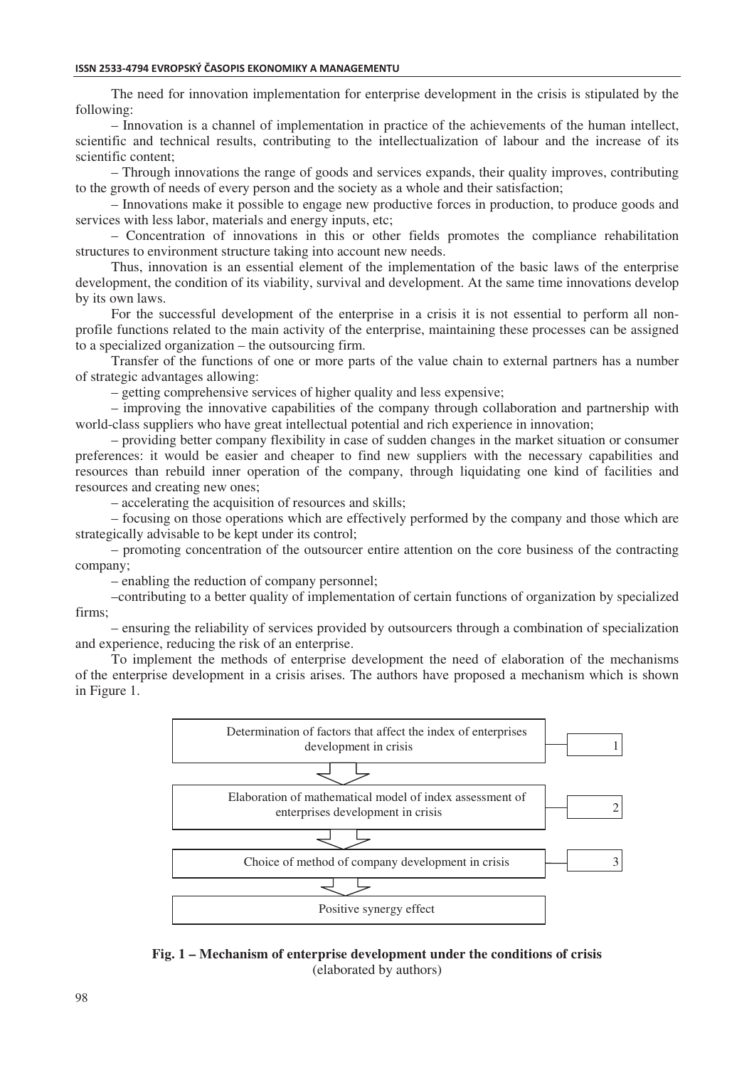The need for innovation implementation for enterprise development in the crisis is stipulated by the following:

– Innovation is a channel of implementation in practice of the achievements of the human intellect, scientific and technical results, contributing to the intellectualization of labour and the increase of its scientific content;

– Through innovations the range of goods and services expands, their quality improves, contributing to the growth of needs of every person and the society as a whole and their satisfaction;

– Innovations make it possible to engage new productive forces in production, to produce goods and services with less labor, materials and energy inputs, etc;

– Concentration of innovations in this or other fields promotes the compliance rehabilitation structures to environment structure taking into account new needs.

Thus, innovation is an essential element of the implementation of the basic laws of the enterprise development, the condition of its viability, survival and development. At the same time innovations develop by its own laws.

For the successful development of the enterprise in a crisis it is not essential to perform all non-profile functions related to the main activity of the enterprise, maintaining these processes can be assigned to a specialized organization – the outsourcing firm.

Transfer of the functions of one or more parts of the value chain to external partners has a number of strategic advantages allowing:

– getting comprehensive services of higher quality and less expensive;

– improving the innovative capabilities of the company through collaboration and partnership with world-class suppliers who have great intellectual potential and rich experience in innovation;

– providing better company flexibility in case of sudden changes in the market situation or consumer preferences: it would be easier and cheaper to find new suppliers with the necessary capabilities and resources than rebuild inner operation of the company, through liquidating one kind of facilities and resources and creating new ones;

– accelerating the acquisition of resources and skills;

– focusing on those operations which are effectively performed by the company and those which are strategically advisable to be kept under its control;

– promoting concentration of the outsourcer entire attention on the core business of the contracting company;

– enabling the reduction of company personnel;

–contributing to a better quality of implementation of certain functions of organization by specialized firms;

– ensuring the reliability of services provided by outsourcers through a combination of specialization and experience, reducing the risk of an enterprise.

To implement the methods of enterprise development the need of elaboration of the mechanisms of the enterprise development in a crisis arises. The authors have proposed a mechanism which is shown in Figure 1.

| Step | No. |
|---|---|
| Determination of factors that affect the index of enterprises development in crisis | 1 |
| ⇩ | |
| Elaboration of mathematical model of index assessment of enterprises development in crisis | 2 |
| ⇩ | |
| Choice of method of company development in crisis | 3 |
| ⇩ | |
| Positive synergy effect | |

**Fig. 1 – Mechanism of enterprise development under the conditions of crisis**
(elaborated by authors)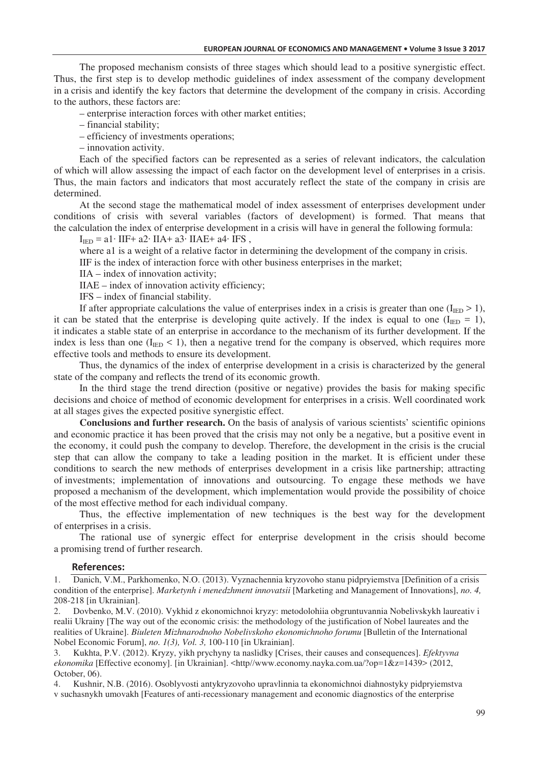The proposed mechanism consists of three stages which should lead to a positive synergistic effect. Thus, the first step is to develop methodic guidelines of index assessment of the company development in a crisis and identify the key factors that determine the development of the company in crisis. According to the authors, these factors are:

– enterprise interaction forces with other market entities;

– financial stability;

– efficiency of investments operations;

– innovation activity.

Each of the specified factors can be represented as a series of relevant indicators, the calculation of which will allow assessing the impact of each factor on the development level of enterprises in a crisis. Thus, the main factors and indicators that most accurately reflect the state of the company in crisis are determined.

At the second stage the mathematical model of index assessment of enterprises development under conditions of crisis with several variables (factors of development) is formed. That means that the calculation the index of enterprise development in a crisis will have in general the following formula:

$I_{IED} = a1 \cdot IIF + a2 \cdot IIA + a3 \cdot IIAE + a4 \cdot IFS$ ,

where a1 is a weight of a relative factor in determining the development of the company in crisis.

IIF is the index of interaction force with other business enterprises in the market;

IIA – index of innovation activity;

IIAE – index of innovation activity efficiency;

IFS – index of financial stability.

If after appropriate calculations the value of enterprises index in a crisis is greater than one ($I_{IED} > 1$), it can be stated that the enterprise is developing quite actively. If the index is equal to one ($I_{IED} = 1$), it indicates a stable state of an enterprise in accordance to the mechanism of its further development. If the index is less than one ($I_{IED} < 1$), then a negative trend for the company is observed, which requires more effective tools and methods to ensure its development.

Thus, the dynamics of the index of enterprise development in a crisis is characterized by the general state of the company and reflects the trend of its economic growth.

In the third stage the trend direction (positive or negative) provides the basis for making specific decisions and choice of method of economic development for enterprises in a crisis. Well coordinated work at all stages gives the expected positive synergistic effect.

**Conclusions and further research.** On the basis of analysis of various scientists' scientific opinions and economic practice it has been proved that the crisis may not only be a negative, but a positive event in the economy, it could push the company to develop. Therefore, the development in the crisis is the crucial step that can allow the company to take a leading position in the market. It is efficient under these conditions to search the new methods of enterprises development in a crisis like partnership; attracting of investments; implementation of innovations and outsourcing. To engage these methods we have proposed a mechanism of the development, which implementation would provide the possibility of choice of the most effective method for each individual company.

Thus, the effective implementation of new techniques is the best way for the development of enterprises in a crisis.

The rational use of synergic effect for enterprise development in the crisis should become a promising trend of further research.

## References:

1. Danich, V.M., Parkhomenko, N.O. (2013). Vyznachennia kryzovoho stanu pidpryiemstva [Definition of a crisis condition of the enterprise]. *Marketynh i menedzhment innovatsii* [Marketing and Management of Innovations], *no. 4,* 208-218 [in Ukrainian].
2. Dovbenko, M.V. (2010). Vykhid z ekonomichnoi kryzy: metodolohiia obgruntuvannia Nobelivskykh laureativ i realii Ukrainy [The way out of the economic crisis: the methodology of the justification of Nobel laureates and the realities of Ukraine]. *Biuleten Mizhnarodnoho Nobelivskoho ekonomichnoho forumu* [Bulletin of the International Nobel Economic Forum], *no. 1(3), Vol. 3,* 100-110 [in Ukrainian].
3. Kukhta, P.V. (2012). Kryzy, yikh prychyny ta naslidky [Crises, their causes and consequences]. *Efektyvna ekonomika* [Effective economy]. [in Ukrainian]. <http//www.economy.nayka.com.ua/?op=1&z=1439> (2012, October, 06).
4. Kushnir, N.B. (2016). Osoblyvosti antykryzovoho upravlinnia ta ekonomichnoi diahnostyky pidpryiemstva v suchasnykh umovakh [Features of anti-recessionary management and economic diagnostics of the enterprise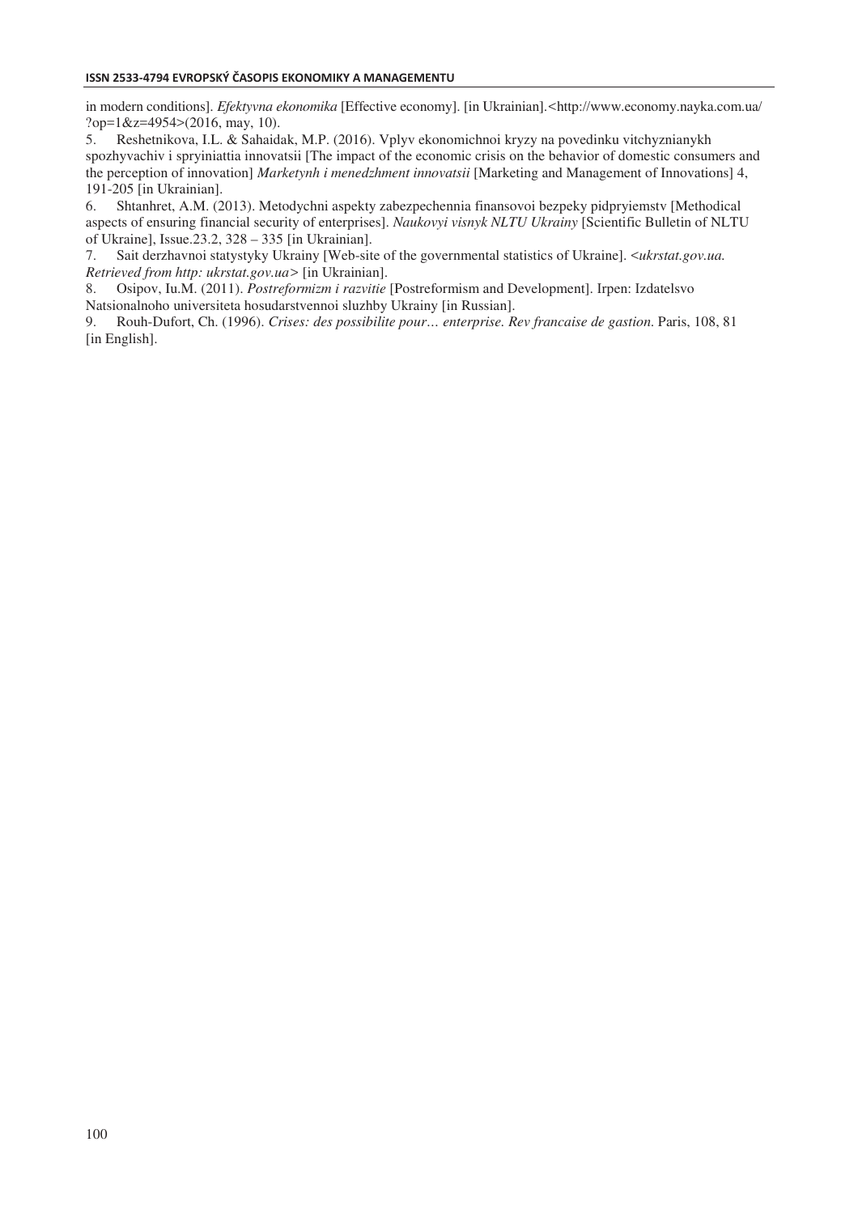in modern conditions]. *Efektyvna ekonomika* [Effective economy]. [in Ukrainian].<http://www.economy.nayka.com.ua/?op=1&z=4954>(2016, may, 10).

5. Reshetnikova, I.L. & Sahaidak, M.P. (2016). Vplyv ekonomichnoi kryzy na povedinku vitchyznianykh spozhyvachiv i spryiniattia innovatsii [The impact of the economic crisis on the behavior of domestic consumers and the perception of innovation] *Marketynh i menedzhment innovatsii* [Marketing and Management of Innovations] 4, 191-205 [in Ukrainian].
6. Shtanhret, A.M. (2013). Metodychni aspekty zabezpechennia finansovoi bezpeky pidpryiemstv [Methodical aspects of ensuring financial security of enterprises]. *Naukovyi visnyk NLTU Ukrainy* [Scientific Bulletin of NLTU of Ukraine], Issue.23.2, 328 – 335 [in Ukrainian].
7. Sait derzhavnoi statystyky Ukrainy [Web-site of the governmental statistics of Ukraine]. *<ukrstat.gov.ua. Retrieved from http: ukrstat.gov.ua>* [in Ukrainian].
8. Osipov, Iu.M. (2011). *Postreformizm i razvitie* [Postreformism and Development]. Irpen: Izdatelsvo Natsionalnoho universiteta hosudarstvennoi sluzhby Ukrainy [in Russian].
9. Rouh-Dufort, Ch. (1996). *Crises: des possibilite pour… enterprise. Rev francaise de gastion.* Paris, 108, 81 [in English].